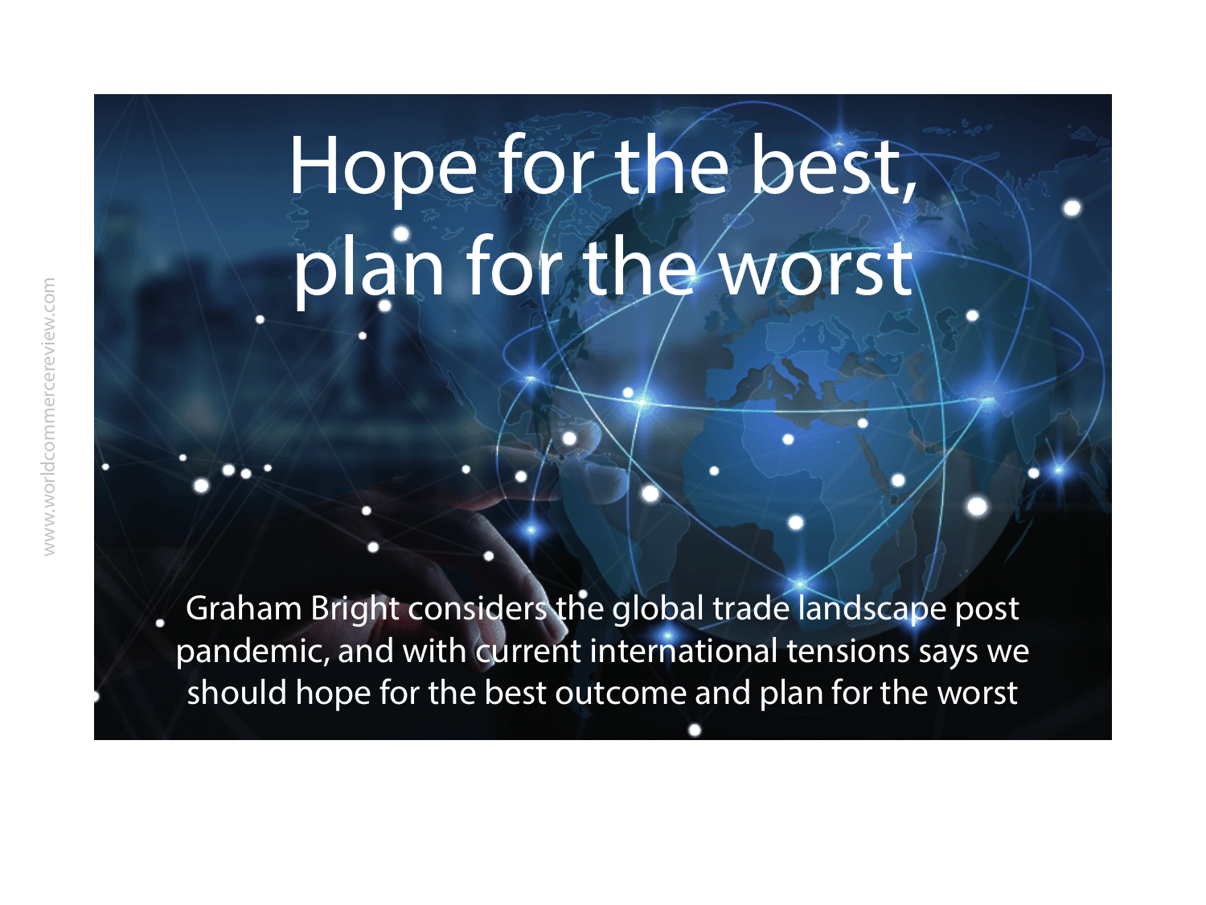# Hope for the best, plan for the worst

Graham Bright considers the global trade landscape post pandemic, and with current international tensions says we should hope for the best outcome and plan for the worst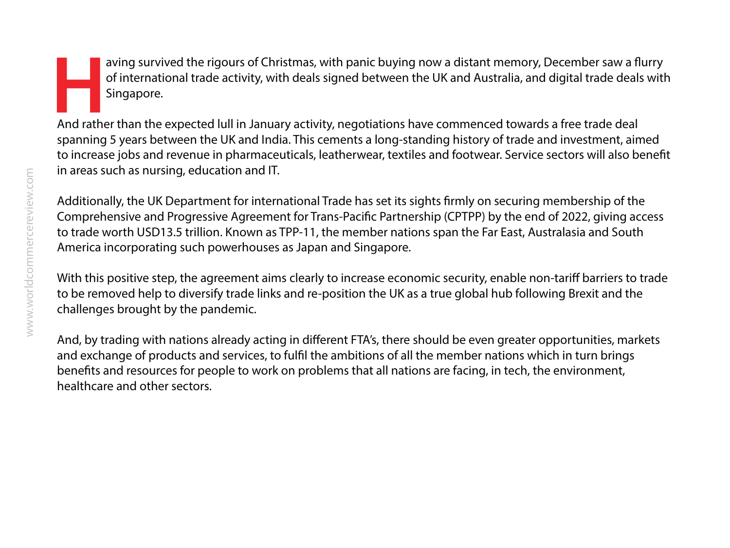Having survived the rigours of Christmas, with panic buying now a distant memory, December saw a flurry of international trade activity, with deals signed between the UK and Australia, and digital trade deals with Singapore.

And rather than the expected lull in January activity, negotiations have commenced towards a free trade deal spanning 5 years between the UK and India. This cements a long-standing history of trade and investment, aimed to increase jobs and revenue in pharmaceuticals, leatherwear, textiles and footwear. Service sectors will also benefit in areas such as nursing, education and IT.

Additionally, the UK Department for international Trade has set its sights firmly on securing membership of the Comprehensive and Progressive Agreement for Trans-Pacific Partnership (CPTPP) by the end of 2022, giving access to trade worth USD13.5 trillion. Known as TPP-11, the member nations span the Far East, Australasia and South America incorporating such powerhouses as Japan and Singapore.

With this positive step, the agreement aims clearly to increase economic security, enable non-tariff barriers to trade to be removed help to diversify trade links and re-position the UK as a true global hub following Brexit and the challenges brought by the pandemic.

And, by trading with nations already acting in different FTA's, there should be even greater opportunities, markets and exchange of products and services, to fulfil the ambitions of all the member nations which in turn brings benefits and resources for people to work on problems that all nations are facing, in tech, the environment, healthcare and other sectors.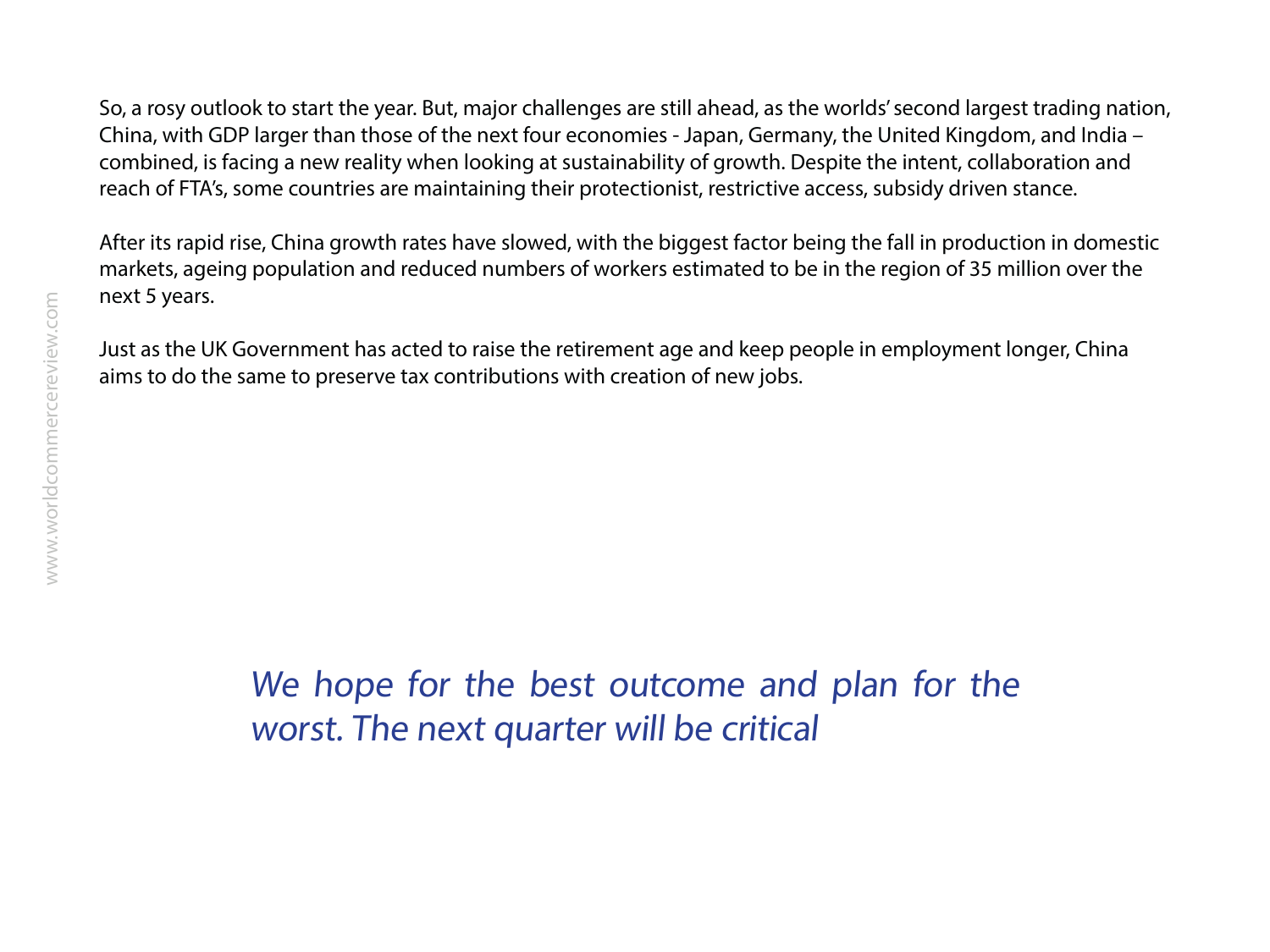So, a rosy outlook to start the year. But, major challenges are still ahead, as the worlds' second largest trading nation, China, with GDP larger than those of the next four economies - Japan, Germany, the United Kingdom, and India – combined, is facing a new reality when looking at sustainability of growth. Despite the intent, collaboration and reach of FTA's, some countries are maintaining their protectionist, restrictive access, subsidy driven stance.

After its rapid rise, China growth rates have slowed, with the biggest factor being the fall in production in domestic markets, ageing population and reduced numbers of workers estimated to be in the region of 35 million over the next 5 years.

Just as the UK Government has acted to raise the retirement age and keep people in employment longer, China aims to do the same to preserve tax contributions with creation of new jobs.

*We hope for the best outcome and plan for the worst. The next quarter will be critical*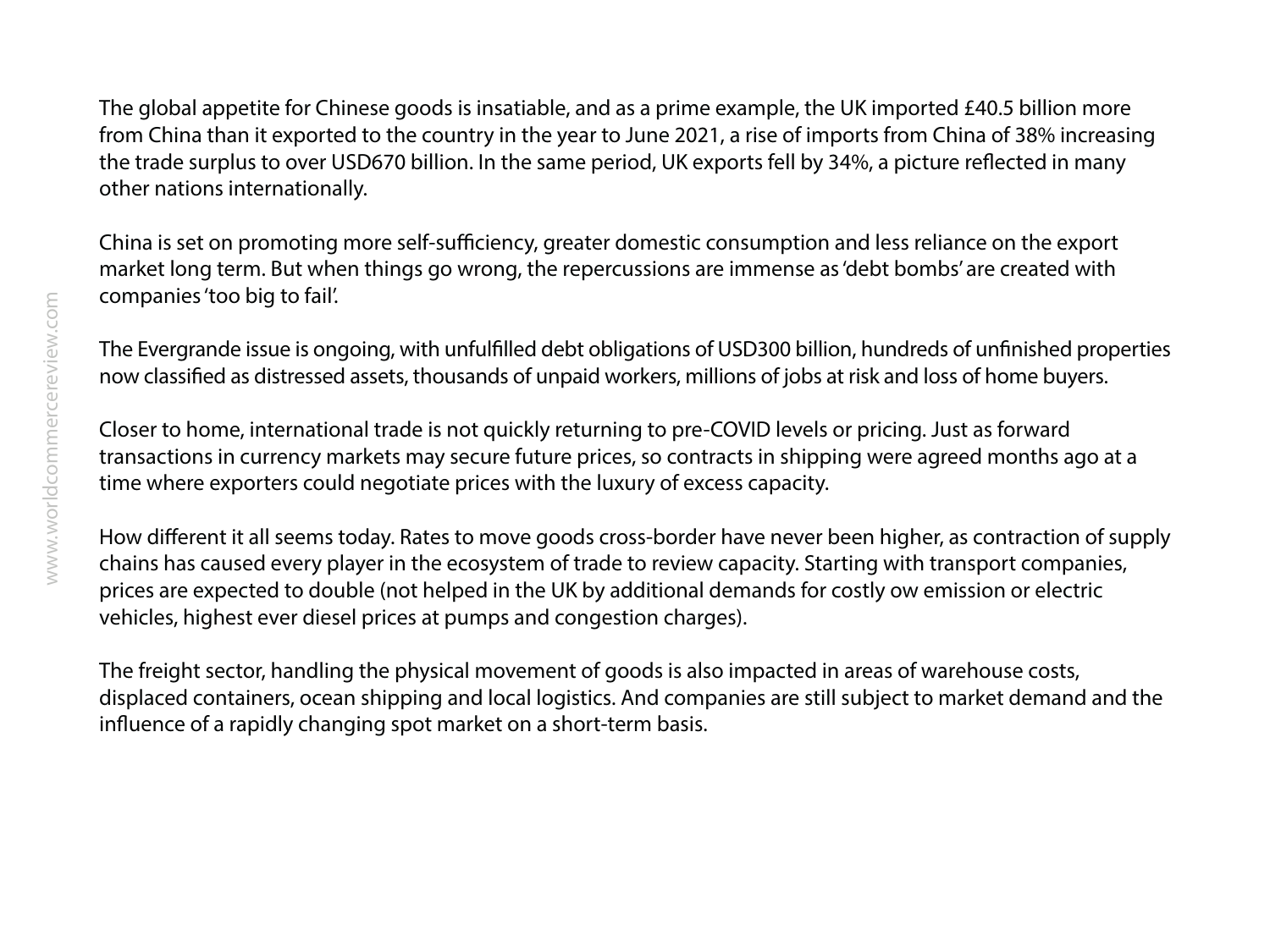The global appetite for Chinese goods is insatiable, and as a prime example, the UK imported £40.5 billion more from China than it exported to the country in the year to June 2021, a rise of imports from China of 38% increasing the trade surplus to over USD670 billion. In the same period, UK exports fell by 34%, a picture reflected in many other nations internationally.

China is set on promoting more self-sufficiency, greater domestic consumption and less reliance on the export market long term. But when things go wrong, the repercussions are immense as 'debt bombs' are created with companies 'too big to fail'.

The Evergrande issue is ongoing, with unfulfilled debt obligations of USD300 billion, hundreds of unfinished properties now classified as distressed assets, thousands of unpaid workers, millions of jobs at risk and loss of home buyers.

Closer to home, international trade is not quickly returning to pre-COVID levels or pricing. Just as forward transactions in currency markets may secure future prices, so contracts in shipping were agreed months ago at a time where exporters could negotiate prices with the luxury of excess capacity.

How different it all seems today. Rates to move goods cross-border have never been higher, as contraction of supply chains has caused every player in the ecosystem of trade to review capacity. Starting with transport companies, prices are expected to double (not helped in the UK by additional demands for costly ow emission or electric vehicles, highest ever diesel prices at pumps and congestion charges).

The freight sector, handling the physical movement of goods is also impacted in areas of warehouse costs, displaced containers, ocean shipping and local logistics. And companies are still subject to market demand and the influence of a rapidly changing spot market on a short-term basis.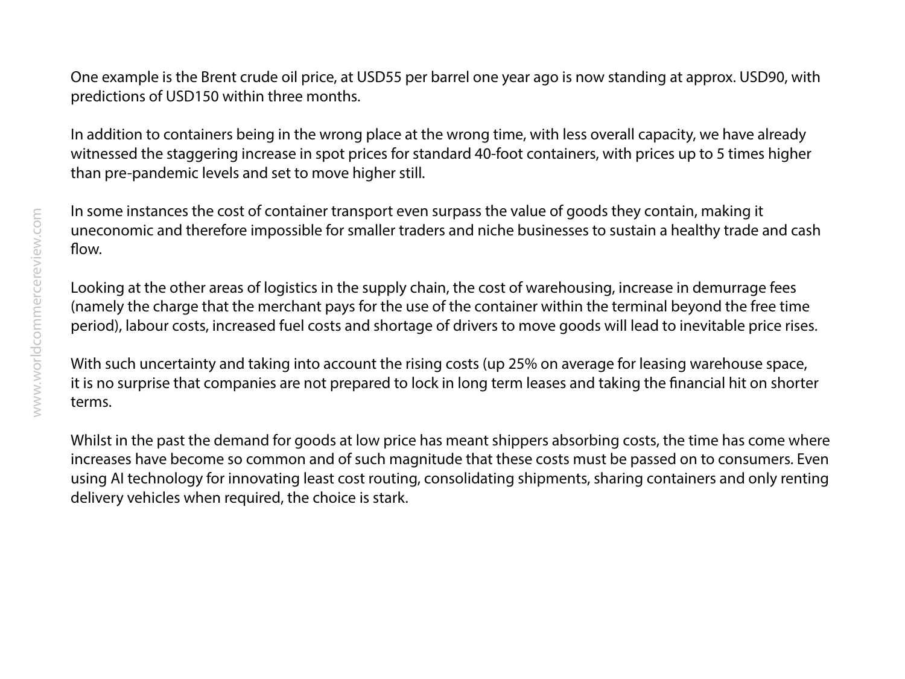One example is the Brent crude oil price, at USD55 per barrel one year ago is now standing at approx. USD90, with predictions of USD150 within three months.

In addition to containers being in the wrong place at the wrong time, with less overall capacity, we have already witnessed the staggering increase in spot prices for standard 40-foot containers, with prices up to 5 times higher than pre-pandemic levels and set to move higher still.

In some instances the cost of container transport even surpass the value of goods they contain, making it uneconomic and therefore impossible for smaller traders and niche businesses to sustain a healthy trade and cash flow.

Looking at the other areas of logistics in the supply chain, the cost of warehousing, increase in demurrage fees (namely the charge that the merchant pays for the use of the container within the terminal beyond the free time period), labour costs, increased fuel costs and shortage of drivers to move goods will lead to inevitable price rises.

With such uncertainty and taking into account the rising costs (up 25% on average for leasing warehouse space, it is no surprise that companies are not prepared to lock in long term leases and taking the financial hit on shorter terms.

Whilst in the past the demand for goods at low price has meant shippers absorbing costs, the time has come where increases have become so common and of such magnitude that these costs must be passed on to consumers. Even using AI technology for innovating least cost routing, consolidating shipments, sharing containers and only renting delivery vehicles when required, the choice is stark.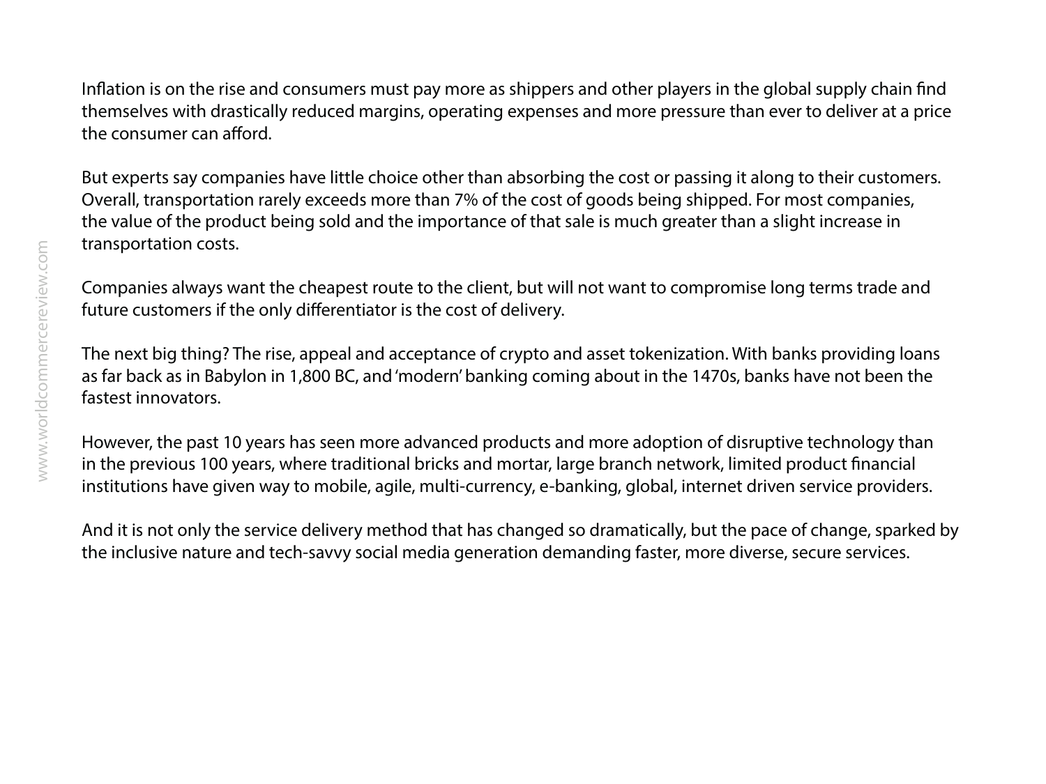Inflation is on the rise and consumers must pay more as shippers and other players in the global supply chain find themselves with drastically reduced margins, operating expenses and more pressure than ever to deliver at a price the consumer can afford.

But experts say companies have little choice other than absorbing the cost or passing it along to their customers. Overall, transportation rarely exceeds more than 7% of the cost of goods being shipped. For most companies, the value of the product being sold and the importance of that sale is much greater than a slight increase in transportation costs.

Companies always want the cheapest route to the client, but will not want to compromise long terms trade and future customers if the only differentiator is the cost of delivery.

The next big thing? The rise, appeal and acceptance of crypto and asset tokenization. With banks providing loans as far back as in Babylon in 1,800 BC, and 'modern' banking coming about in the 1470s, banks have not been the fastest innovators.

However, the past 10 years has seen more advanced products and more adoption of disruptive technology than in the previous 100 years, where traditional bricks and mortar, large branch network, limited product financial institutions have given way to mobile, agile, multi-currency, e-banking, global, internet driven service providers.

And it is not only the service delivery method that has changed so dramatically, but the pace of change, sparked by the inclusive nature and tech-savvy social media generation demanding faster, more diverse, secure services.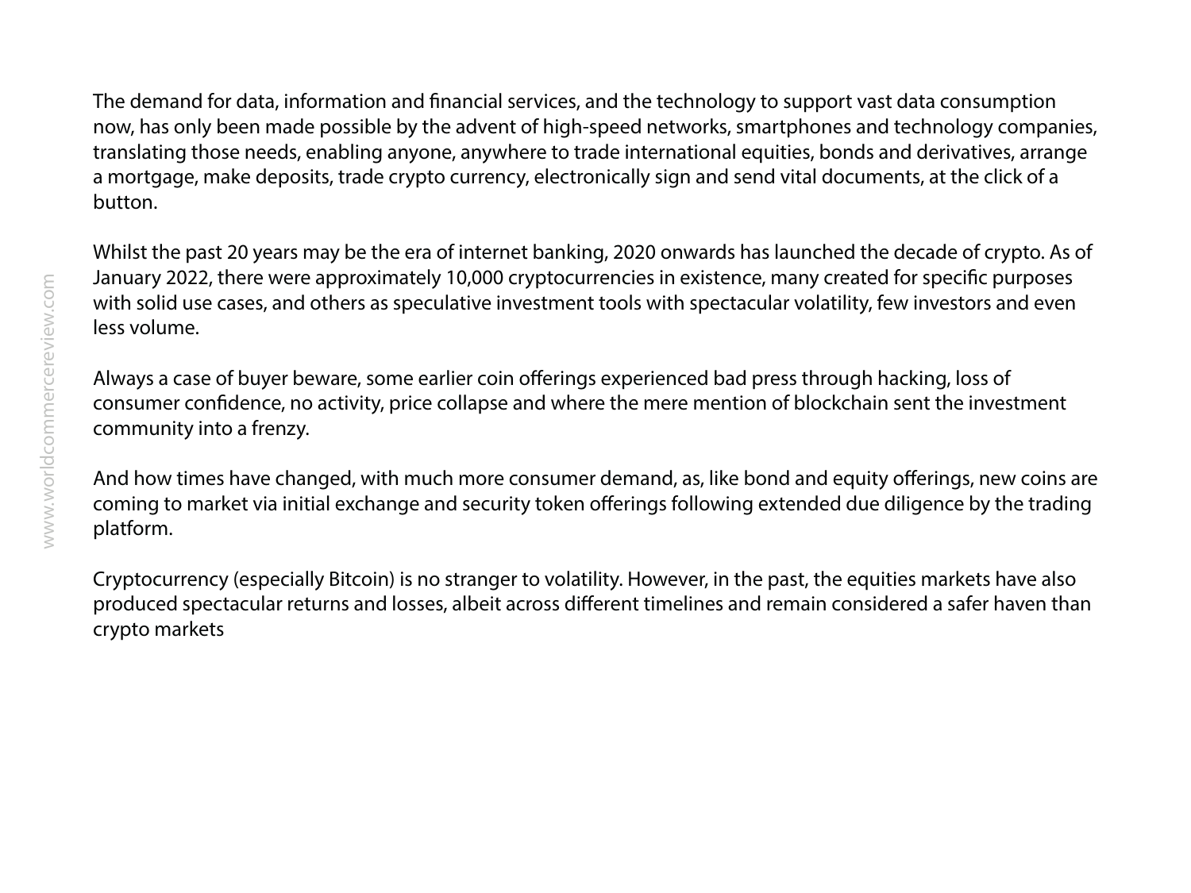The demand for data, information and financial services, and the technology to support vast data consumption now, has only been made possible by the advent of high-speed networks, smartphones and technology companies, translating those needs, enabling anyone, anywhere to trade international equities, bonds and derivatives, arrange a mortgage, make deposits, trade crypto currency, electronically sign and send vital documents, at the click of a button.

Whilst the past 20 years may be the era of internet banking, 2020 onwards has launched the decade of crypto. As of January 2022, there were approximately 10,000 cryptocurrencies in existence, many created for specific purposes with solid use cases, and others as speculative investment tools with spectacular volatility, few investors and even less volume.

Always a case of buyer beware, some earlier coin offerings experienced bad press through hacking, loss of consumer confidence, no activity, price collapse and where the mere mention of blockchain sent the investment community into a frenzy.

And how times have changed, with much more consumer demand, as, like bond and equity offerings, new coins are coming to market via initial exchange and security token offerings following extended due diligence by the trading platform.

Cryptocurrency (especially Bitcoin) is no stranger to volatility. However, in the past, the equities markets have also produced spectacular returns and losses, albeit across different timelines and remain considered a safer haven than crypto markets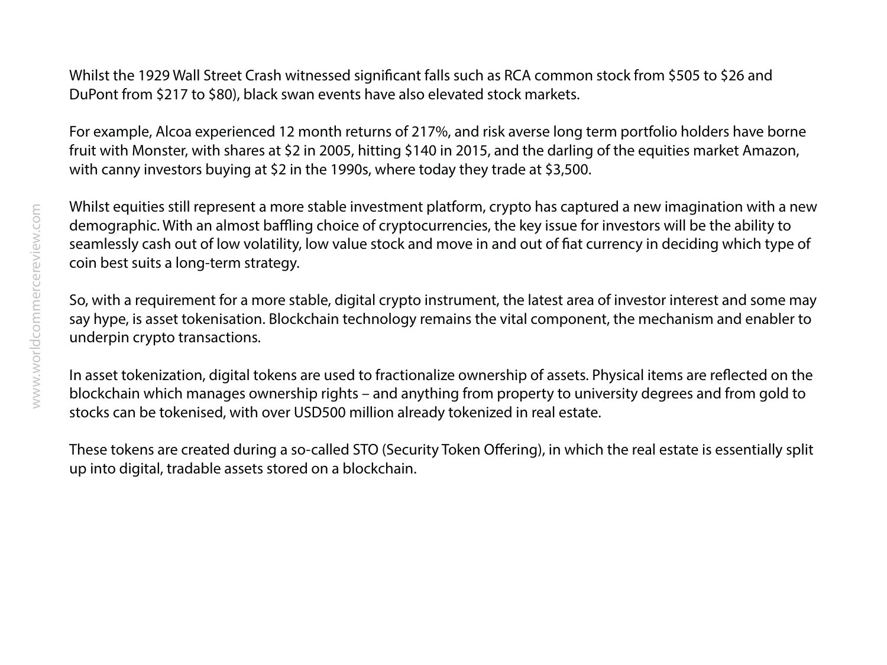Whilst the 1929 Wall Street Crash witnessed significant falls such as RCA common stock from $505 to $26 and DuPont from $217 to $80), black swan events have also elevated stock markets.

For example, Alcoa experienced 12 month returns of 217%, and risk averse long term portfolio holders have borne fruit with Monster, with shares at $2 in 2005, hitting $140 in 2015, and the darling of the equities market Amazon, with canny investors buying at $2 in the 1990s, where today they trade at $3,500.

Whilst equities still represent a more stable investment platform, crypto has captured a new imagination with a new demographic. With an almost baffling choice of cryptocurrencies, the key issue for investors will be the ability to seamlessly cash out of low volatility, low value stock and move in and out of fiat currency in deciding which type of coin best suits a long-term strategy.

So, with a requirement for a more stable, digital crypto instrument, the latest area of investor interest and some may say hype, is asset tokenisation. Blockchain technology remains the vital component, the mechanism and enabler to underpin crypto transactions.

In asset tokenization, digital tokens are used to fractionalize ownership of assets. Physical items are reflected on the blockchain which manages ownership rights – and anything from property to university degrees and from gold to stocks can be tokenised, with over USD500 million already tokenized in real estate.

These tokens are created during a so-called STO (Security Token Offering), in which the real estate is essentially split up into digital, tradable assets stored on a blockchain.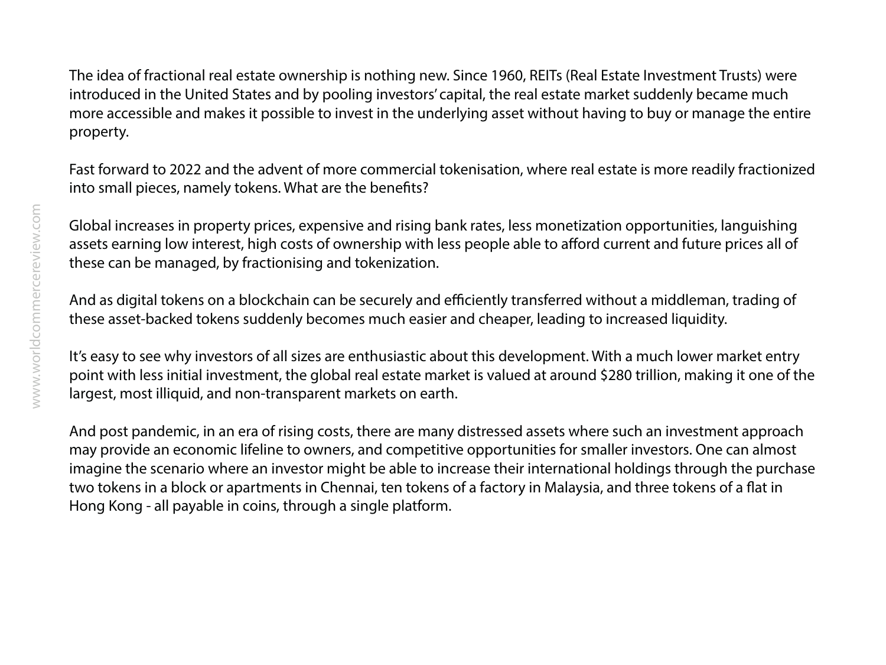The idea of fractional real estate ownership is nothing new. Since 1960, REITs (Real Estate Investment Trusts) were introduced in the United States and by pooling investors' capital, the real estate market suddenly became much more accessible and makes it possible to invest in the underlying asset without having to buy or manage the entire property.

Fast forward to 2022 and the advent of more commercial tokenisation, where real estate is more readily fractionized into small pieces, namely tokens. What are the benefits?

Global increases in property prices, expensive and rising bank rates, less monetization opportunities, languishing assets earning low interest, high costs of ownership with less people able to afford current and future prices all of these can be managed, by fractionising and tokenization.

And as digital tokens on a blockchain can be securely and efficiently transferred without a middleman, trading of these asset-backed tokens suddenly becomes much easier and cheaper, leading to increased liquidity.

It's easy to see why investors of all sizes are enthusiastic about this development. With a much lower market entry point with less initial investment, the global real estate market is valued at around $280 trillion, making it one of the largest, most illiquid, and non-transparent markets on earth.

And post pandemic, in an era of rising costs, there are many distressed assets where such an investment approach may provide an economic lifeline to owners, and competitive opportunities for smaller investors. One can almost imagine the scenario where an investor might be able to increase their international holdings through the purchase two tokens in a block or apartments in Chennai, ten tokens of a factory in Malaysia, and three tokens of a flat in Hong Kong - all payable in coins, through a single platform.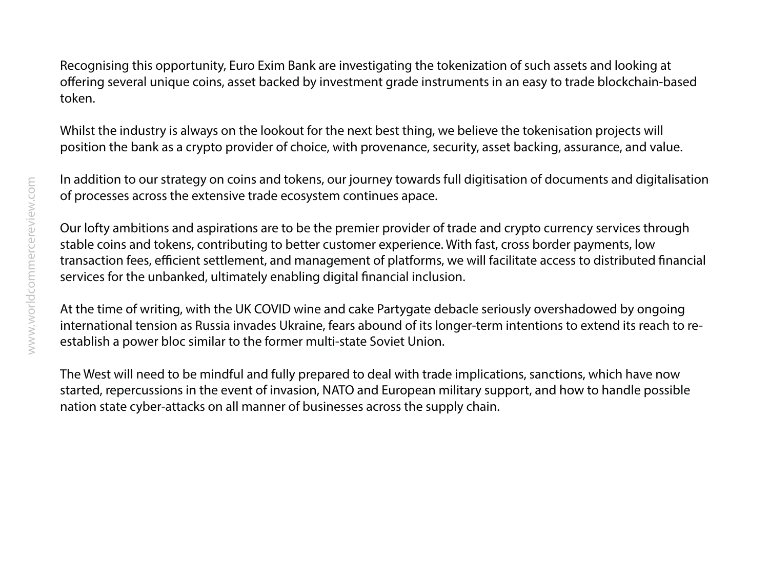Recognising this opportunity, Euro Exim Bank are investigating the tokenization of such assets and looking at offering several unique coins, asset backed by investment grade instruments in an easy to trade blockchain-based token.

Whilst the industry is always on the lookout for the next best thing, we believe the tokenisation projects will position the bank as a crypto provider of choice, with provenance, security, asset backing, assurance, and value.

In addition to our strategy on coins and tokens, our journey towards full digitisation of documents and digitalisation of processes across the extensive trade ecosystem continues apace.

Our lofty ambitions and aspirations are to be the premier provider of trade and crypto currency services through stable coins and tokens, contributing to better customer experience. With fast, cross border payments, low transaction fees, efficient settlement, and management of platforms, we will facilitate access to distributed financial services for the unbanked, ultimately enabling digital financial inclusion.

At the time of writing, with the UK COVID wine and cake Partygate debacle seriously overshadowed by ongoing international tension as Russia invades Ukraine, fears abound of its longer-term intentions to extend its reach to re-establish a power bloc similar to the former multi-state Soviet Union.

The West will need to be mindful and fully prepared to deal with trade implications, sanctions, which have now started, repercussions in the event of invasion, NATO and European military support, and how to handle possible nation state cyber-attacks on all manner of businesses across the supply chain.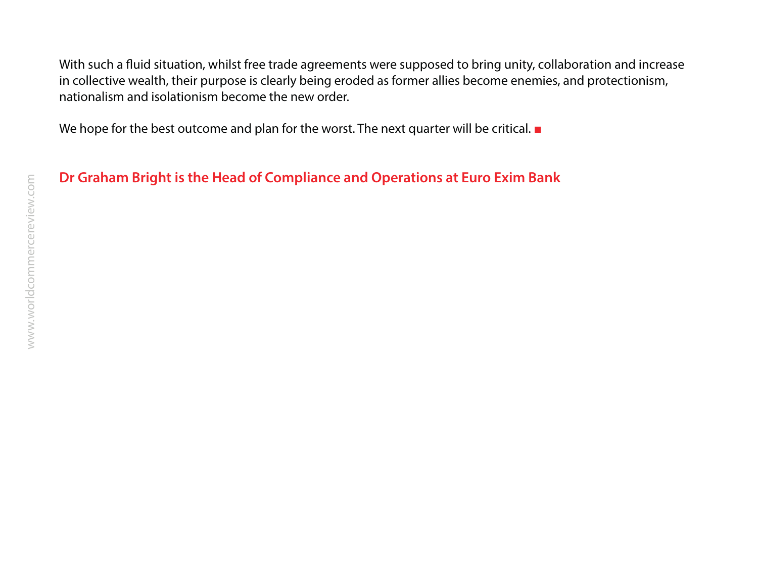With such a fluid situation, whilst free trade agreements were supposed to bring unity, collaboration and increase in collective wealth, their purpose is clearly being eroded as former allies become enemies, and protectionism, nationalism and isolationism become the new order.

We hope for the best outcome and plan for the worst. The next quarter will be critical. ■

**Dr Graham Bright is the Head of Compliance and Operations at Euro Exim Bank**